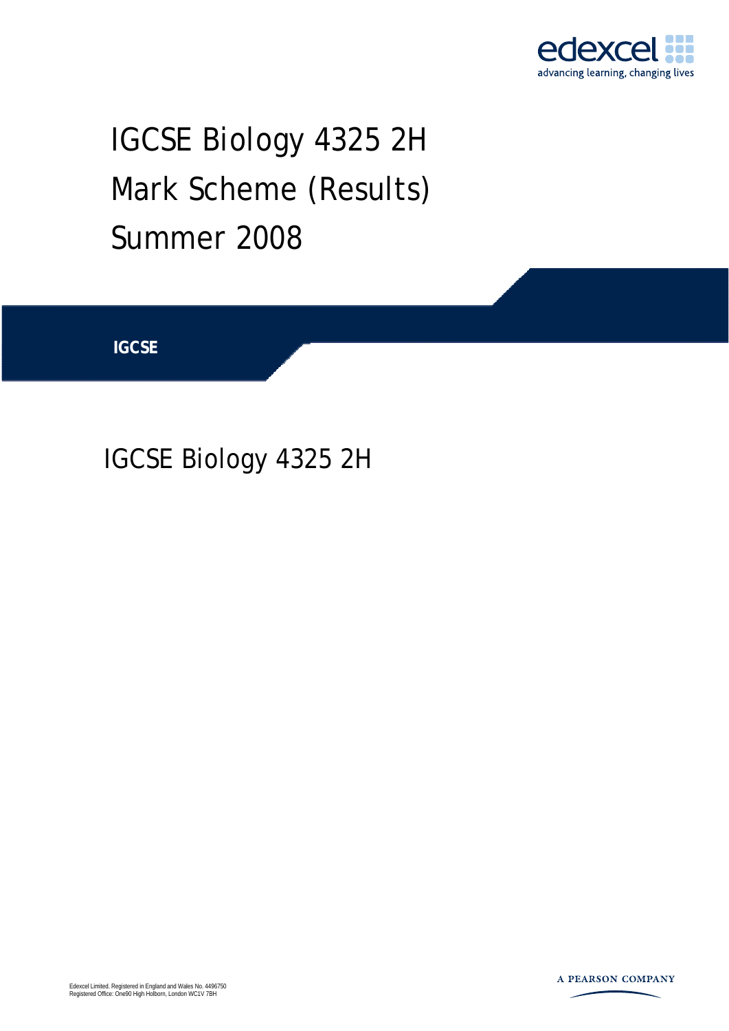edexcel
advancing learning, changing lives

# IGCSE Biology 4325 2H
# Mark Scheme (Results)
# Summer 2008

**IGCSE**

## IGCSE Biology 4325 2H

Edexcel Limited. Registered in England and Wales No. 4496750
Registered Office: One90 High Holborn, London WC1V 7BH

A PEARSON COMPANY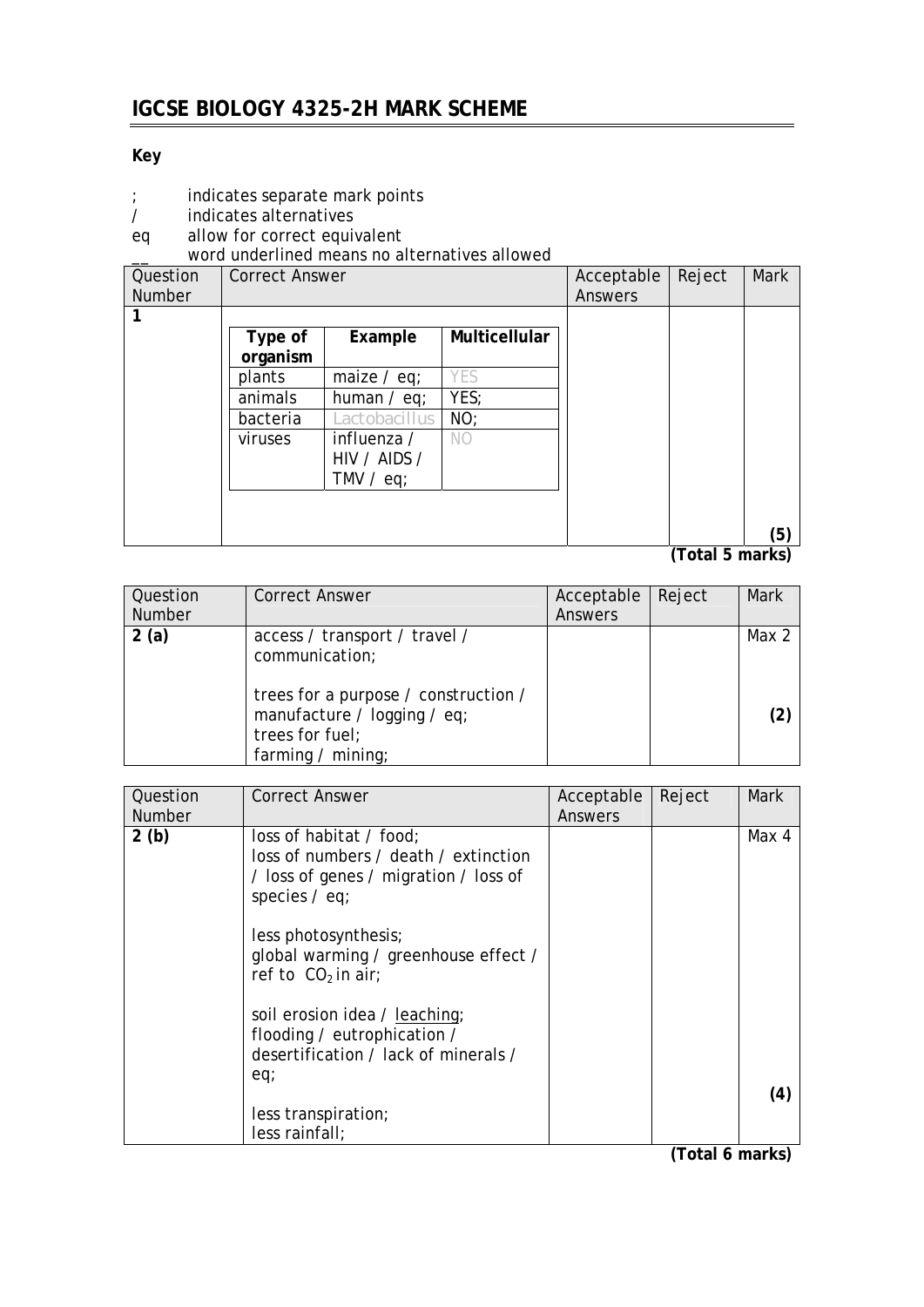# IGCSE BIOLOGY 4325-2H MARK SCHEME

**Key**

; indicates separate mark points
/ indicates alternatives
eq allow for correct equivalent
__ word underlined means no alternatives allowed

| Question Number | Correct Answer | Acceptable Answers | Reject | Mark |
|---|---|---|---|---|
| **1** | | | | |

| Type of organism | Example | Multicellular |
|---|---|---|
| plants | maize / eq; | YES |
| animals | human / eq; | YES; |
| bacteria | Lactobacillus | NO; |
| viruses | influenza / HIV / AIDS / TMV / eq; | NO |

**(5)**

**(Total 5 marks)**

| Question Number | Correct Answer | Acceptable Answers | Reject | Mark |
|---|---|---|---|---|
| **2 (a)** | access / transport / travel / communication;<br><br>trees for a purpose / construction / manufacture / logging / eq;<br>trees for fuel;<br>farming / mining; | | | Max 2<br><br>**(2)** |

| Question Number | Correct Answer | Acceptable Answers | Reject | Mark |
|---|---|---|---|---|
| **2 (b)** | loss of habitat / food;<br>loss of numbers / death / extinction / loss of genes / migration / loss of species / eq;<br><br>less photosynthesis;<br>global warming / greenhouse effect / ref to $CO_2$ in air;<br><br>soil erosion idea / <u>leaching</u>;<br>flooding / eutrophication / desertification / lack of minerals / eq;<br><br>less transpiration;<br>less rainfall; | | | Max 4<br><br>**(4)** |

**(Total 6 marks)**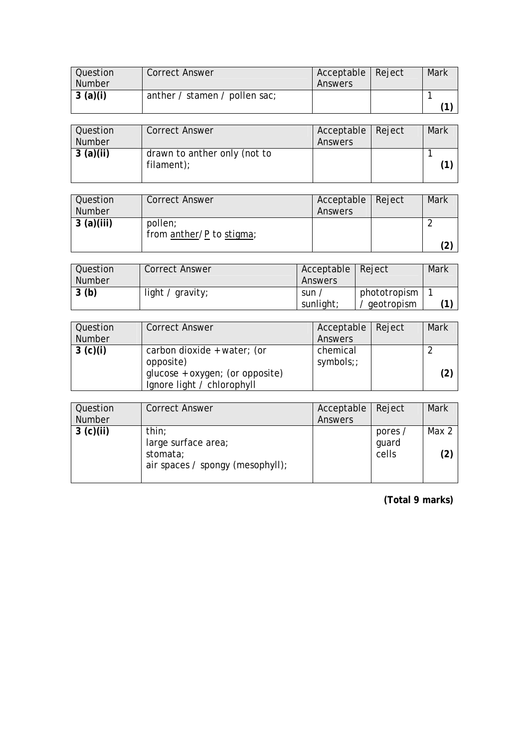| Question Number | Correct Answer | Acceptable Answers | Reject | Mark |
|---|---|---|---|---|
| 3 (a)(i) | anther / stamen / pollen sac; | | | 1 **(1)** |

| Question Number | Correct Answer | Acceptable Answers | Reject | Mark |
|---|---|---|---|---|
| 3 (a)(ii) | drawn to anther only (not to filament); | | | 1 **(1)** |

| Question Number | Correct Answer | Acceptable Answers | Reject | Mark |
|---|---|---|---|---|
| 3 (a)(iii) | pollen;<br>from <u>anther</u>/ <u>P</u> to <u>stigma</u>; | | | 2 **(2)** |

| Question Number | Correct Answer | Acceptable Answers | Reject | Mark |
|---|---|---|---|---|
| 3 (b) | light / gravity; | sun / sunlight; | phototropism / geotropism | 1 **(1)** |

| Question Number | Correct Answer | Acceptable Answers | Reject | Mark |
|---|---|---|---|---|
| 3 (c)(i) | carbon dioxide + water; (or opposite)<br>glucose + oxygen; (or opposite)<br>Ignore light / chlorophyll | chemical symbols;; | | 2 **(2)** |

| Question Number | Correct Answer | Acceptable Answers | Reject | Mark |
|---|---|---|---|---|
| 3 (c)(ii) | thin;<br>large surface area;<br>stomata;<br>air spaces / spongy (mesophyll); | | pores / guard cells | Max 2 **(2)** |

**(Total 9 marks)**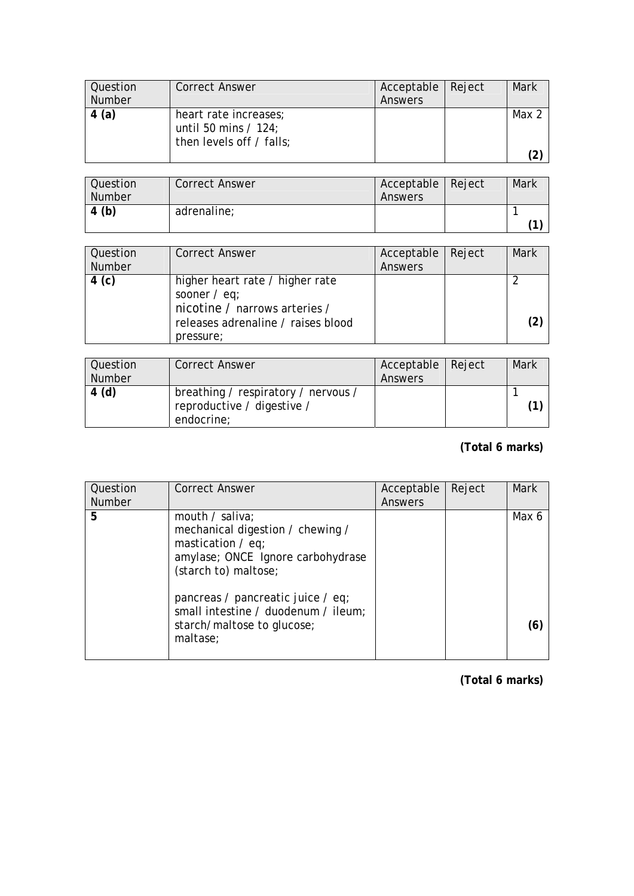| Question Number | Correct Answer | Acceptable Answers | Reject | Mark |
|---|---|---|---|---|
| **4 (a)** | heart rate increases;<br>until 50 mins / 124;<br>then levels off / falls; | | | Max 2<br>**(2)** |

| Question Number | Correct Answer | Acceptable Answers | Reject | Mark |
|---|---|---|---|---|
| **4 (b)** | adrenaline; | | | 1<br>**(1)** |

| Question Number | Correct Answer | Acceptable Answers | Reject | Mark |
|---|---|---|---|---|
| **4 (c)** | higher heart rate / higher rate sooner / eq;<br>nicotine / narrows arteries / releases adrenaline / raises blood pressure; | | | 2<br>**(2)** |

| Question Number | Correct Answer | Acceptable Answers | Reject | Mark |
|---|---|---|---|---|
| **4 (d)** | breathing / respiratory / nervous / reproductive / digestive / endocrine; | | | 1<br>**(1)** |

**(Total 6 marks)**

| Question Number | Correct Answer | Acceptable Answers | Reject | Mark |
|---|---|---|---|---|
| **5** | mouth / saliva;<br>mechanical digestion / chewing / mastication / eq;<br>amylase; ONCE Ignore carbohydrase<br>(starch to) maltose;<br><br>pancreas / pancreatic juice / eq;<br>small intestine / duodenum / ileum;<br>starch/maltose to glucose;<br>maltase; | | | Max 6<br>**(6)** |

**(Total 6 marks)**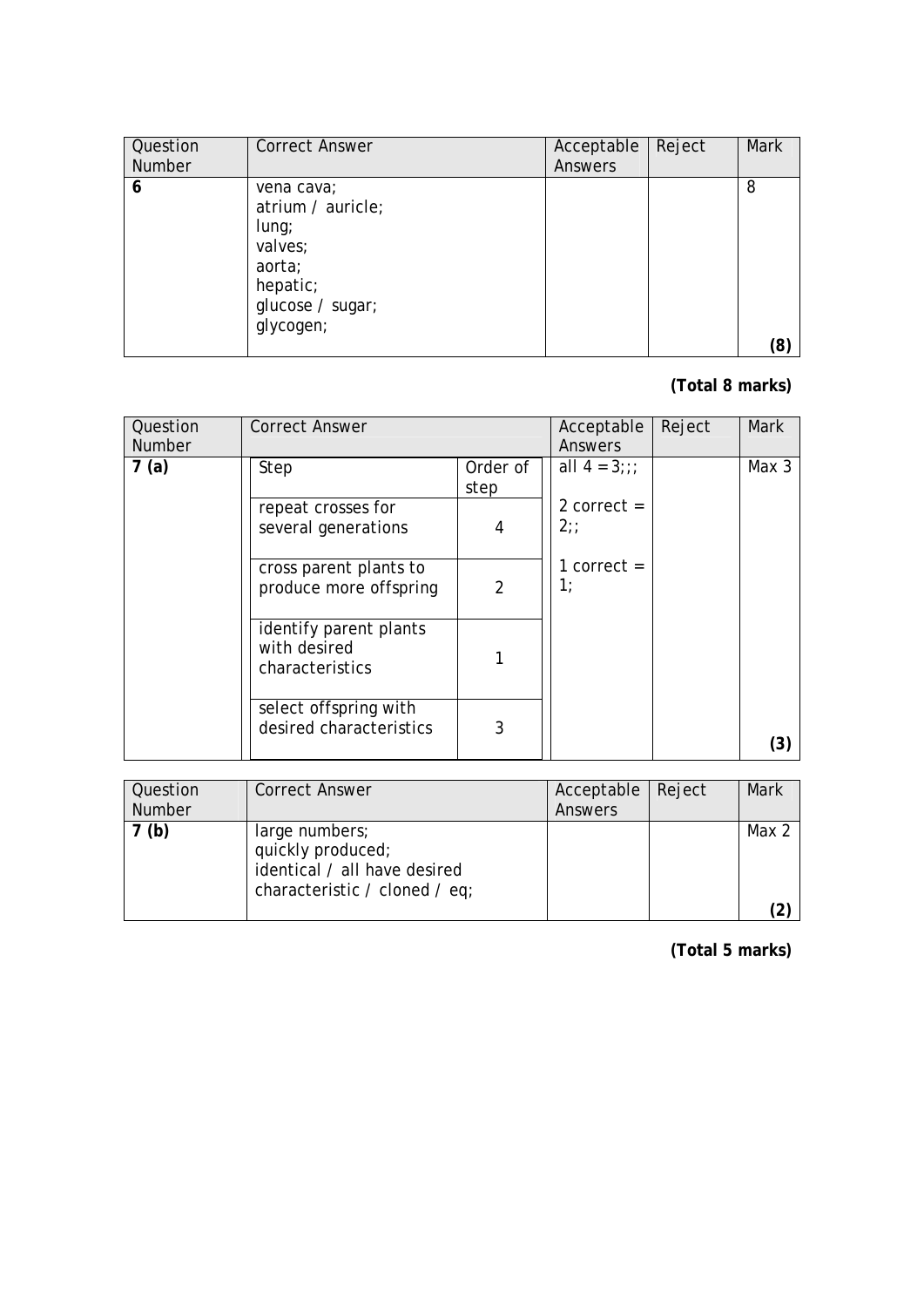| Question Number | Correct Answer | Acceptable Answers | Reject | Mark |
|---|---|---|---|---|
| **6** | vena cava;<br>atrium / auricle;<br>lung;<br>valves;<br>aorta;<br>hepatic;<br>glucose / sugar;<br>glycogen; | | | 8<br><br>**(8)** |

**(Total 8 marks)**

| Question Number | Correct Answer | | Acceptable Answers | Reject | Mark |
|---|---|---|---|---|---|
| **7 (a)** | Step | Order of step | all 4 = 3;;;<br><br>2 correct = 2;;<br><br>1 correct = 1; | | Max 3 |
| | repeat crosses for several generations | 4 | | | |
| | cross parent plants to produce more offspring | 2 | | | |
| | identify parent plants with desired characteristics | 1 | | | |
| | select offspring with desired characteristics | 3 | | | **(3)** |

| Question Number | Correct Answer | Acceptable Answers | Reject | Mark |
|---|---|---|---|---|
| **7 (b)** | large numbers;<br>quickly produced;<br>identical / all have desired characteristic / cloned / eq; | | | Max 2<br><br>**(2)** |

**(Total 5 marks)**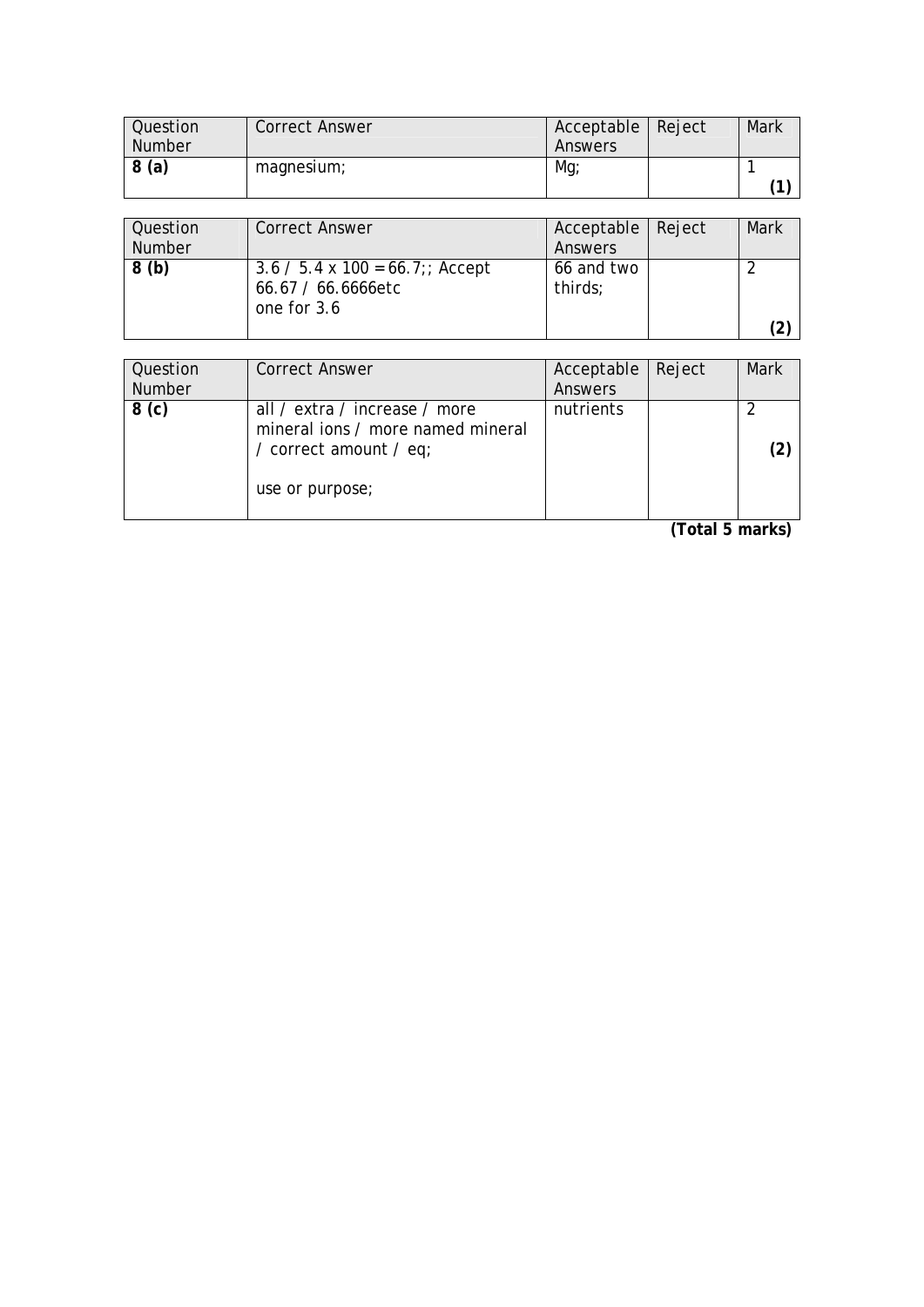| Question Number | Correct Answer | Acceptable Answers | Reject | Mark |
|---|---|---|---|---|
| **8 (a)** | magnesium; | Mg; | | 1 **(1)** |

| Question Number | Correct Answer | Acceptable Answers | Reject | Mark |
|---|---|---|---|---|
| **8 (b)** | 3.6 / 5.4 x 100 = 66.7;; Accept 66.67 / 66.6666etc one for 3.6 | 66 and two thirds; | | 2 **(2)** |

| Question Number | Correct Answer | Acceptable Answers | Reject | Mark |
|---|---|---|---|---|
| **8 (c)** | all / extra / increase / more mineral ions / more named mineral / correct amount / eq;<br><br>use or purpose; | nutrients | | 2 **(2)** |

**(Total 5 marks)**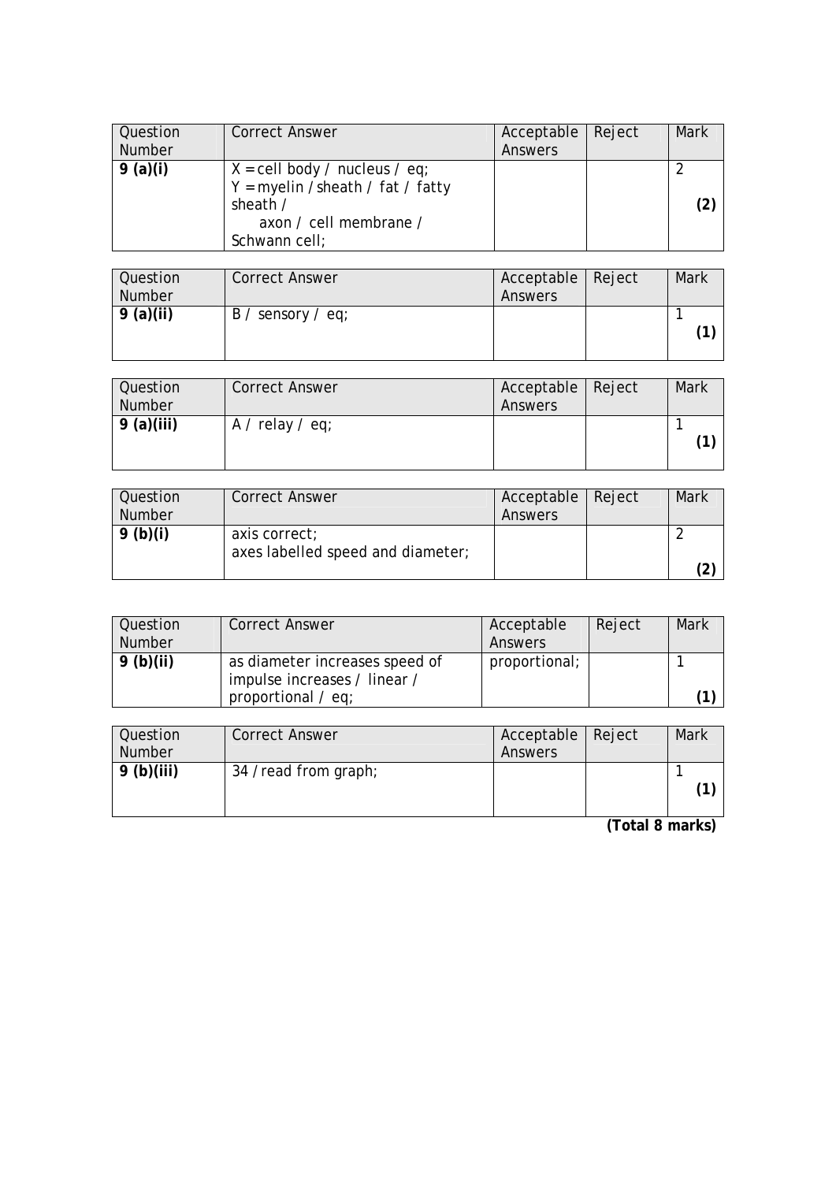| Question Number | Correct Answer | Acceptable Answers | Reject | Mark |
|---|---|---|---|---|
| **9 (a)(i)** | X = cell body / nucleus / eq;<br>Y = myelin / sheath / fat / fatty sheath / axon / cell membrane / Schwann cell; | | | 2<br>**(2)** |

| Question Number | Correct Answer | Acceptable Answers | Reject | Mark |
|---|---|---|---|---|
| **9 (a)(ii)** | B / sensory / eq; | | | 1<br>**(1)** |

| Question Number | Correct Answer | Acceptable Answers | Reject | Mark |
|---|---|---|---|---|
| **9 (a)(iii)** | A / relay / eq; | | | 1<br>**(1)** |

| Question Number | Correct Answer | Acceptable Answers | Reject | Mark |
|---|---|---|---|---|
| **9 (b)(i)** | axis correct;<br>axes labelled speed and diameter; | | | 2<br>**(2)** |

| Question Number | Correct Answer | Acceptable Answers | Reject | Mark |
|---|---|---|---|---|
| **9 (b)(ii)** | as diameter increases speed of impulse increases / linear / proportional / eq; | proportional; | | 1<br>**(1)** |

| Question Number | Correct Answer | Acceptable Answers | Reject | Mark |
|---|---|---|---|---|
| **9 (b)(iii)** | 34 / read from graph; | | | 1<br>**(1)** |

**(Total 8 marks)**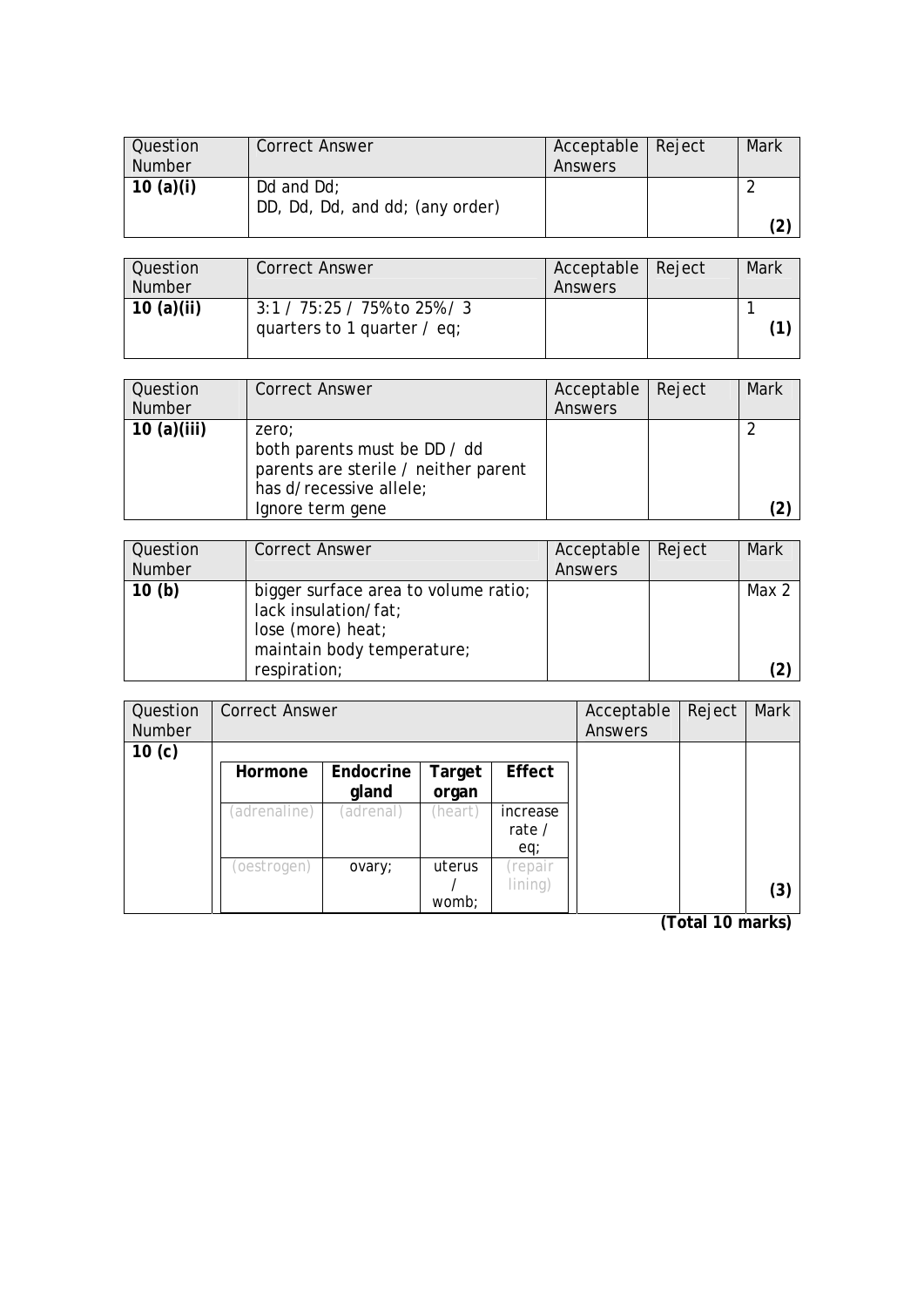| Question Number | Correct Answer | Acceptable Answers | Reject | Mark |
|---|---|---|---|---|
| **10 (a)(i)** | Dd and Dd;<br>DD, Dd, Dd, and dd; (any order) | | | 2<br>**(2)** |

| Question Number | Correct Answer | Acceptable Answers | Reject | Mark |
|---|---|---|---|---|
| **10 (a)(ii)** | 3:1 / 75:25 / 75% to 25% / 3 quarters to 1 quarter / eq; | | | 1<br>**(1)** |

| Question Number | Correct Answer | Acceptable Answers | Reject | Mark |
|---|---|---|---|---|
| **10 (a)(iii)** | zero;<br>both parents must be DD / dd<br>parents are sterile / neither parent has d/recessive allele;<br>Ignore term gene | | | 2<br>**(2)** |

| Question Number | Correct Answer | Acceptable Answers | Reject | Mark |
|---|---|---|---|---|
| **10 (b)** | bigger surface area to volume ratio;<br>lack insulation/fat;<br>lose (more) heat;<br>maintain body temperature;<br>respiration; | | | Max 2<br>**(2)** |

**10 (c)**

| Hormone | Endocrine gland | Target organ | Effect |
|---|---|---|---|
| (adrenaline) | (adrenal) | (heart) | increase rate / eq; |
| (oestrogen) | ovary; | uterus / womb; | (repair lining) |

**(3)**

**(Total 10 marks)**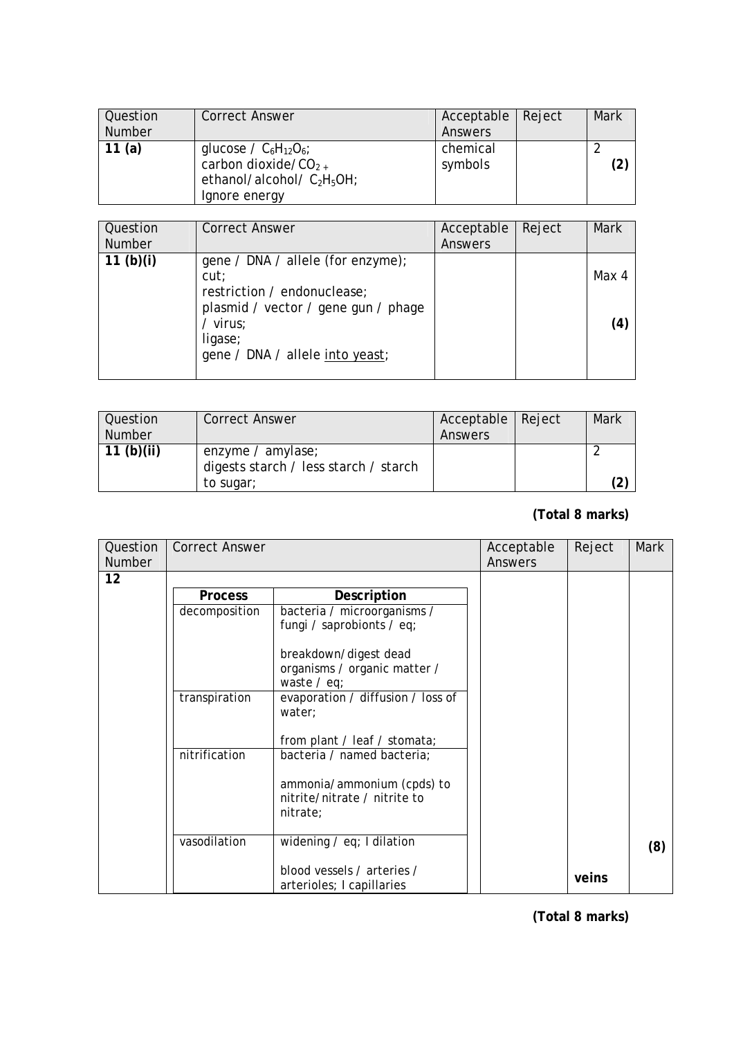| Question Number | Correct Answer | Acceptable Answers | Reject | Mark |
|---|---|---|---|---|
| **11 (a)** | glucose / $C_6H_{12}O_6$;<br>carbon dioxide/$CO_2$ +<br>ethanol/alcohol/ $C_2H_5OH$;<br>Ignore energy | chemical symbols | | 2<br>**(2)** |

| Question Number | Correct Answer | Acceptable Answers | Reject | Mark |
|---|---|---|---|---|
| **11 (b)(i)** | gene / DNA / allele (for enzyme);<br>cut;<br>restriction / endonuclease;<br>plasmid / vector / gene gun / phage / virus;<br>ligase;<br>gene / DNA / allele <u>into yeast</u>; | | | Max 4<br>**(4)** |

| Question Number | Correct Answer | Acceptable Answers | Reject | Mark |
|---|---|---|---|---|
| **11 (b)(ii)** | enzyme / amylase;<br>digests starch / less starch / starch to sugar; | | | 2<br>**(2)** |

**(Total 8 marks)**

| Question Number | Process | Description | Acceptable Answers | Reject | Mark |
|---|---|---|---|---|---|
| **12** | **Process** | **Description** | | | |
| | decomposition | bacteria / microorganisms / fungi / saprobionts / eq;<br>breakdown/digest dead organisms / organic matter / waste / eq; | | | |
| | transpiration | evaporation / diffusion / loss of water;<br>from plant / leaf / stomata; | | | |
| | nitrification | bacteria / named bacteria;<br>ammonia/ammonium (cpds) to nitrite/nitrate / nitrite to nitrate; | | | |
| | vasodilation | widening / eq; I dilation<br>blood vessels / arteries / arterioles; I capillaries | | veins | **(8)** |

**(Total 8 marks)**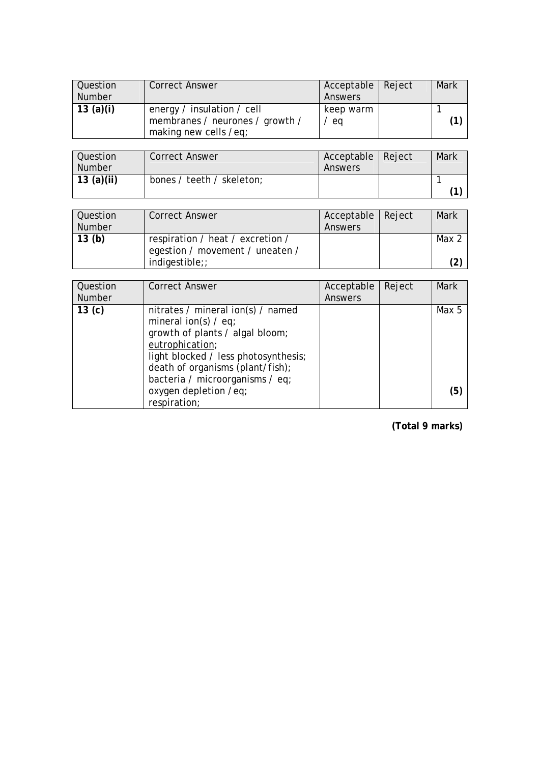| Question Number | Correct Answer | Acceptable Answers | Reject | Mark |
|---|---|---|---|---|
| **13 (a)(i)** | energy / insulation / cell membranes / neurones / growth / making new cells / eq; | keep warm / eq | | 1 **(1)** |

| Question Number | Correct Answer | Acceptable Answers | Reject | Mark |
|---|---|---|---|---|
| **13 (a)(ii)** | bones / teeth / skeleton; | | | 1 **(1)** |

| Question Number | Correct Answer | Acceptable Answers | Reject | Mark |
|---|---|---|---|---|
| **13 (b)** | respiration / heat / excretion / egestion / movement / uneaten / indigestible;; | | | Max 2 **(2)** |

| Question Number | Correct Answer | Acceptable Answers | Reject | Mark |
|---|---|---|---|---|
| **13 (c)** | nitrates / mineral ion(s) / named mineral ion(s) / eq;<br>growth of plants / algal bloom;<br><u>eutrophication</u>;<br>light blocked / less photosynthesis;<br>death of organisms (plant/fish);<br>bacteria / microorganisms / eq;<br>oxygen depletion / eq;<br>respiration; | | | Max 5 **(5)** |

**(Total 9 marks)**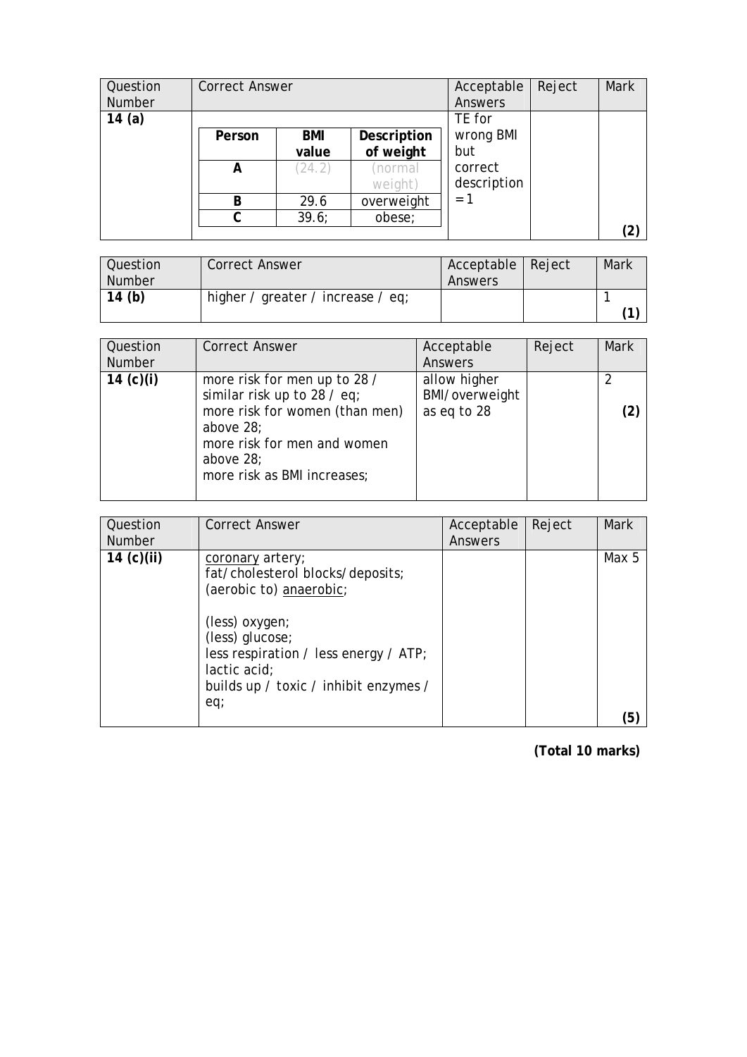| Question Number | Correct Answer | Acceptable Answers | Reject | Mark |
|---|---|---|---|---|
| 14 (a) | <table><tr><th>Person</th><th>BMI value</th><th>Description of weight</th></tr><tr><td>A</td><td>(24.2)</td><td>(normal weight)</td></tr><tr><td>B</td><td>29.6</td><td>overweight</td></tr><tr><td>C</td><td>39.6;</td><td>obese;</td></tr></table> | TE for wrong BMI but correct description = 1 | | (2) |

| Question Number | Correct Answer | Acceptable Answers | Reject | Mark |
|---|---|---|---|---|
| 14 (b) | higher / greater / increase / eq; | | | 1 (1) |

| Question Number | Correct Answer | Acceptable Answers | Reject | Mark |
|---|---|---|---|---|
| 14 (c)(i) | more risk for men up to 28 / similar risk up to 28 / eq;<br>more risk for women (than men) above 28;<br>more risk for men and women above 28;<br>more risk as BMI increases; | allow higher BMI/overweight as eq to 28 | | 2 (2) |

| Question Number | Correct Answer | Acceptable Answers | Reject | Mark |
|---|---|---|---|---|
| 14 (c)(ii) | coronary artery;<br>fat/cholesterol blocks/deposits;<br>(aerobic to) anaerobic;<br><br>(less) oxygen;<br>(less) glucose;<br>less respiration / less energy / ATP;<br>lactic acid;<br>builds up / toxic / inhibit enzymes / eq; | | | Max 5 (5) |

**(Total 10 marks)**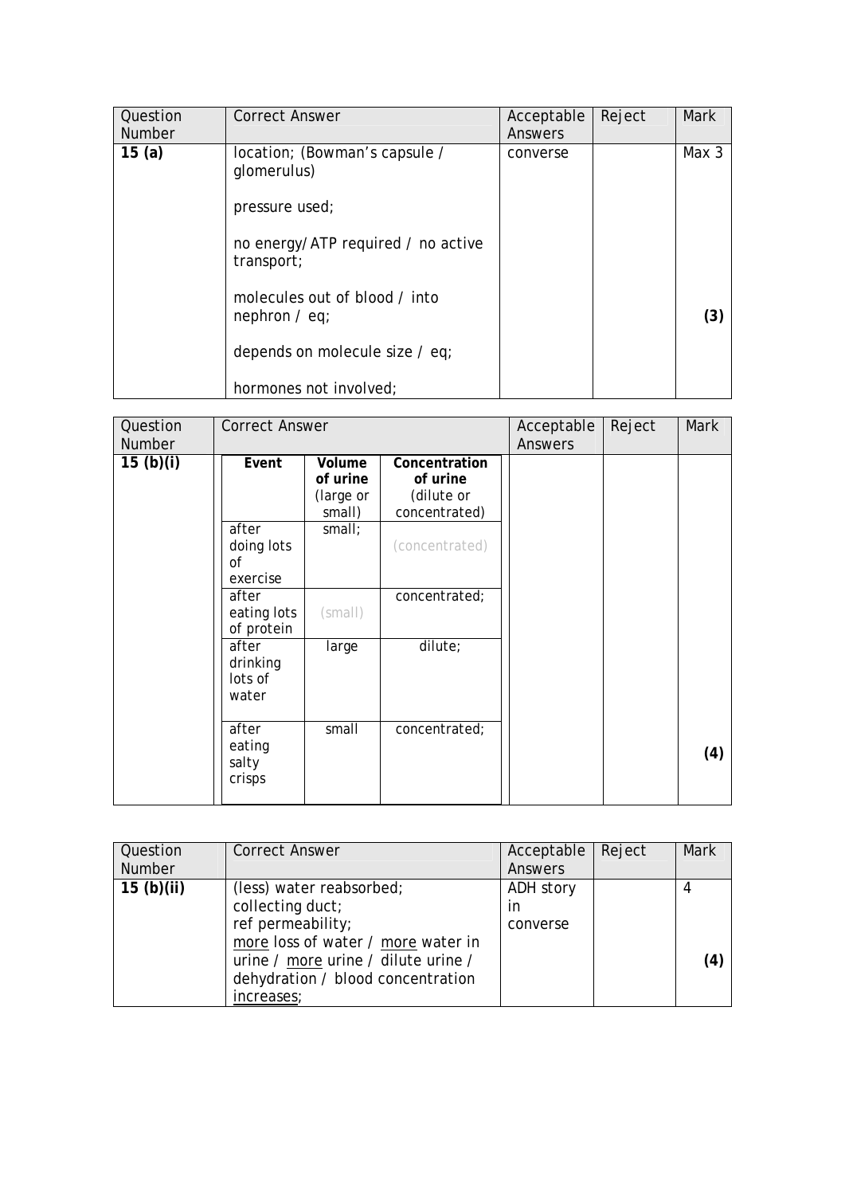| Question Number | Correct Answer | Acceptable Answers | Reject | Mark |
|---|---|---|---|---|
| **15 (a)** | location; (Bowman's capsule / glomerulus)<br><br>pressure used;<br><br>no energy/ATP required / no active transport;<br><br>molecules out of blood / into nephron / eq;<br><br>depends on molecule size / eq;<br><br>hormones not involved; | converse | | Max 3<br><br>**(3)** |

| Question Number | Correct Answer | | | Acceptable Answers | Reject | Mark |
|---|---|---|---|---|---|---|
| **15 (b)(i)** | **Event** | **Volume of urine** (large or small) | **Concentration of urine** (dilute or concentrated) | | | |
| | after doing lots of exercise | small; | (concentrated) | | | |
| | after eating lots of protein | (small) | concentrated; | | | |
| | after drinking lots of water | large | dilute; | | | |
| | after eating salty crisps | small | concentrated; | | | **(4)** |

| Question Number | Correct Answer | Acceptable Answers | Reject | Mark |
|---|---|---|---|---|
| **15 (b)(ii)** | (less) water reabsorbed;<br>collecting duct;<br>ref permeability;<br><u>more</u> loss of water / <u>more</u> water in urine / <u>more</u> urine / dilute urine / dehydration / blood concentration <u>increases</u>; | ADH story in converse | | 4<br><br>**(4)** |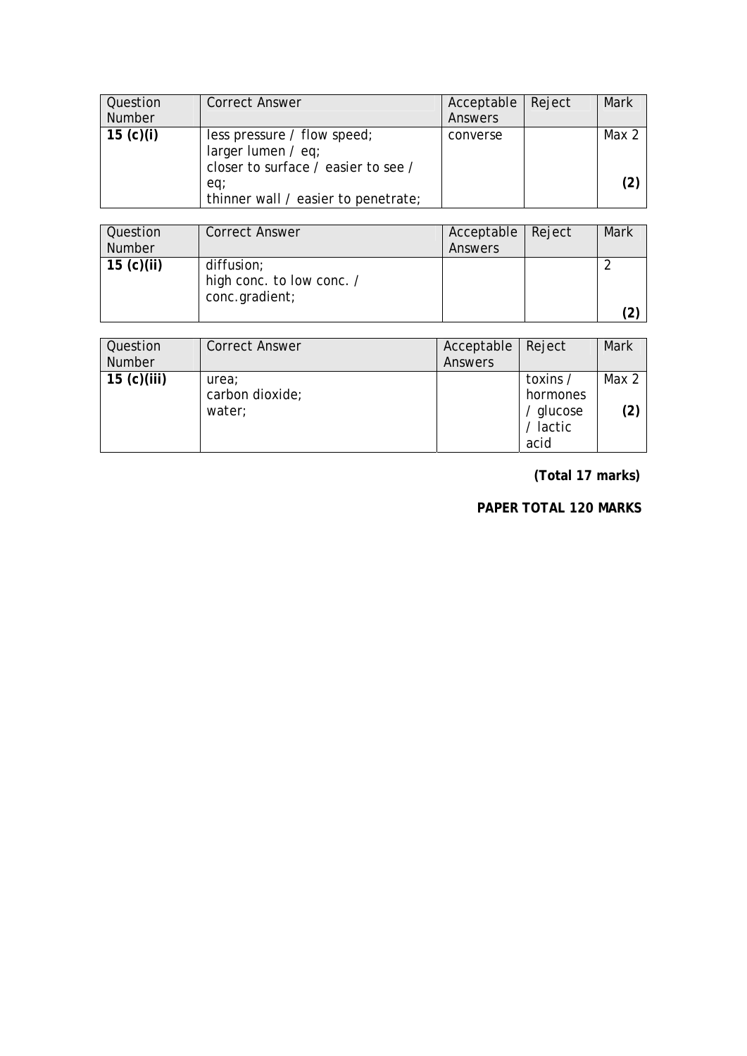| Question Number | Correct Answer | Acceptable Answers | Reject | Mark |
| --- | --- | --- | --- | --- |
| **15 (c)(i)** | less pressure / flow speed;<br>larger lumen / eq;<br>closer to surface / easier to see / eq;<br>thinner wall / easier to penetrate; | converse | | Max 2<br><br>**(2)** |

| Question Number | Correct Answer | Acceptable Answers | Reject | Mark |
| --- | --- | --- | --- | --- |
| **15 (c)(ii)** | diffusion;<br>high conc. to low conc. / conc.gradient; | | | 2<br><br>**(2)** |

| Question Number | Correct Answer | Acceptable Answers | Reject | Mark |
| --- | --- | --- | --- | --- |
| **15 (c)(iii)** | urea;<br>carbon dioxide;<br>water; | | toxins / hormones / glucose / lactic acid | Max 2<br><br>**(2)** |

**(Total 17 marks)**

**PAPER TOTAL 120 MARKS**